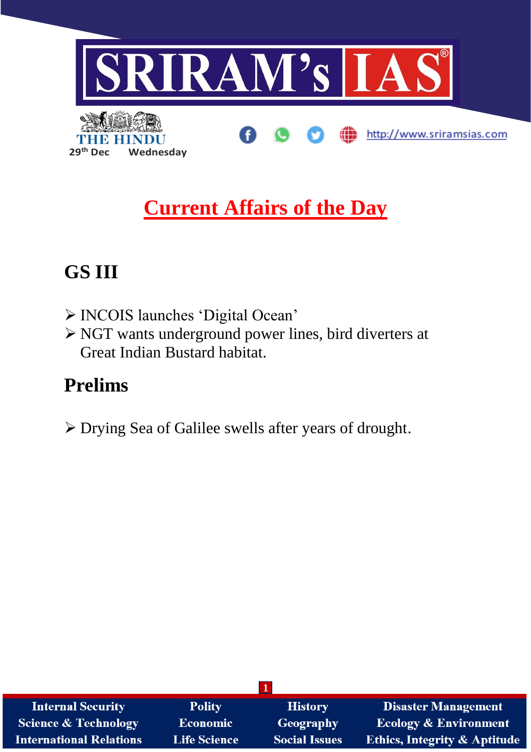# Current Affairs of the Day

## GS III

- INCOIS launches 'Digital Ocean'
- NGT wants underground power lines, bird diverters at Great Indian Bustard habitat.

## Prelims

- Drying Sea of Galilee swells after years of drought.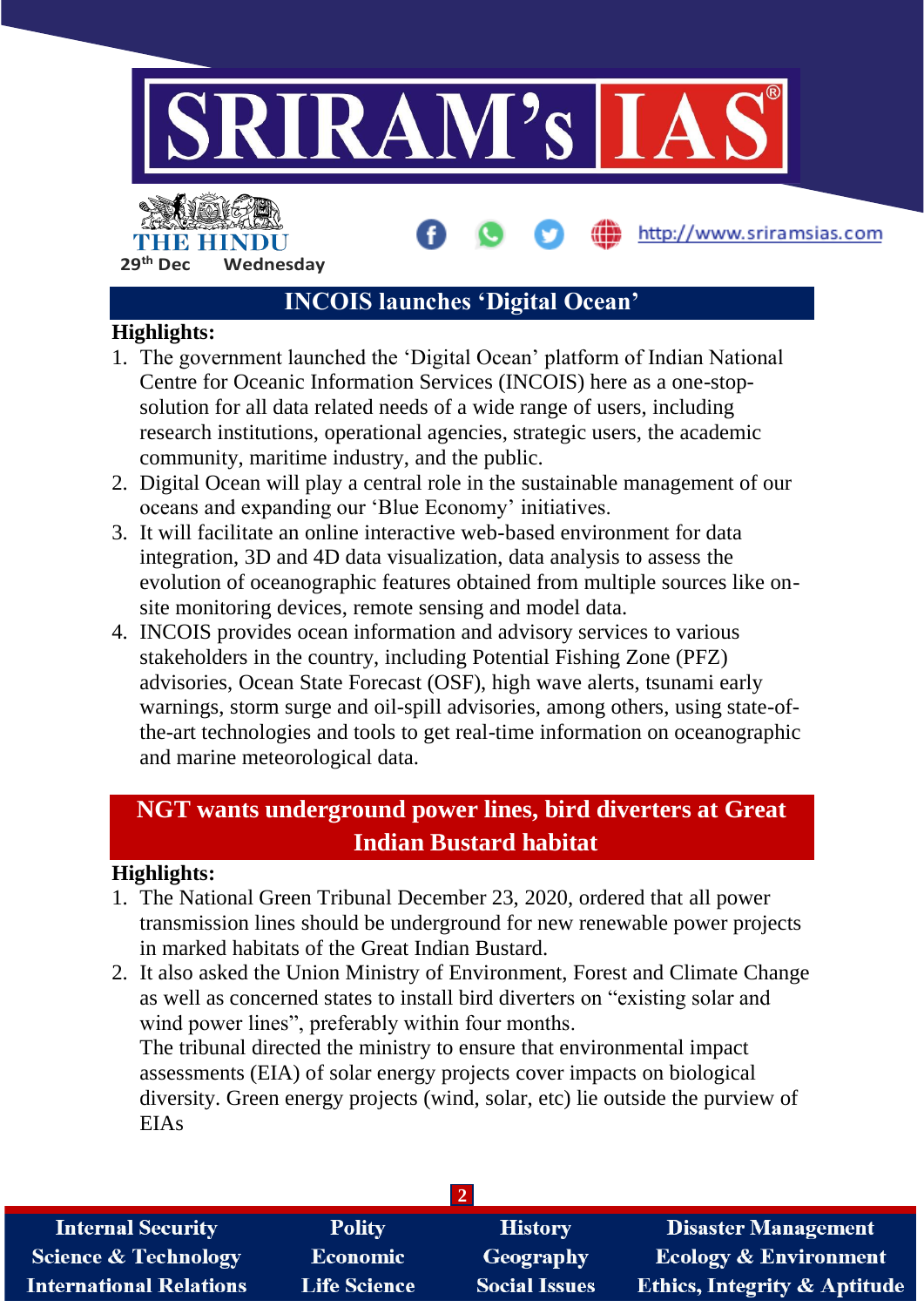## INCOIS launches 'Digital Ocean'

**Highlights:**

1. The government launched the 'Digital Ocean' platform of Indian National Centre for Oceanic Information Services (INCOIS) here as a one-stop-solution for all data related needs of a wide range of users, including research institutions, operational agencies, strategic users, the academic community, maritime industry, and the public.
2. Digital Ocean will play a central role in the sustainable management of our oceans and expanding our 'Blue Economy' initiatives.
3. It will facilitate an online interactive web-based environment for data integration, 3D and 4D data visualization, data analysis to assess the evolution of oceanographic features obtained from multiple sources like on-site monitoring devices, remote sensing and model data.
4. INCOIS provides ocean information and advisory services to various stakeholders in the country, including Potential Fishing Zone (PFZ) advisories, Ocean State Forecast (OSF), high wave alerts, tsunami early warnings, storm surge and oil-spill advisories, among others, using state-of-the-art technologies and tools to get real-time information on oceanographic and marine meteorological data.

## NGT wants underground power lines, bird diverters at Great Indian Bustard habitat

**Highlights:**

1. The National Green Tribunal December 23, 2020, ordered that all power transmission lines should be underground for new renewable power projects in marked habitats of the Great Indian Bustard.
2. It also asked the Union Ministry of Environment, Forest and Climate Change as well as concerned states to install bird diverters on "existing solar and wind power lines", preferably within four months.
   The tribunal directed the ministry to ensure that environmental impact assessments (EIA) of solar energy projects cover impacts on biological diversity. Green energy projects (wind, solar, etc) lie outside the purview of EIAs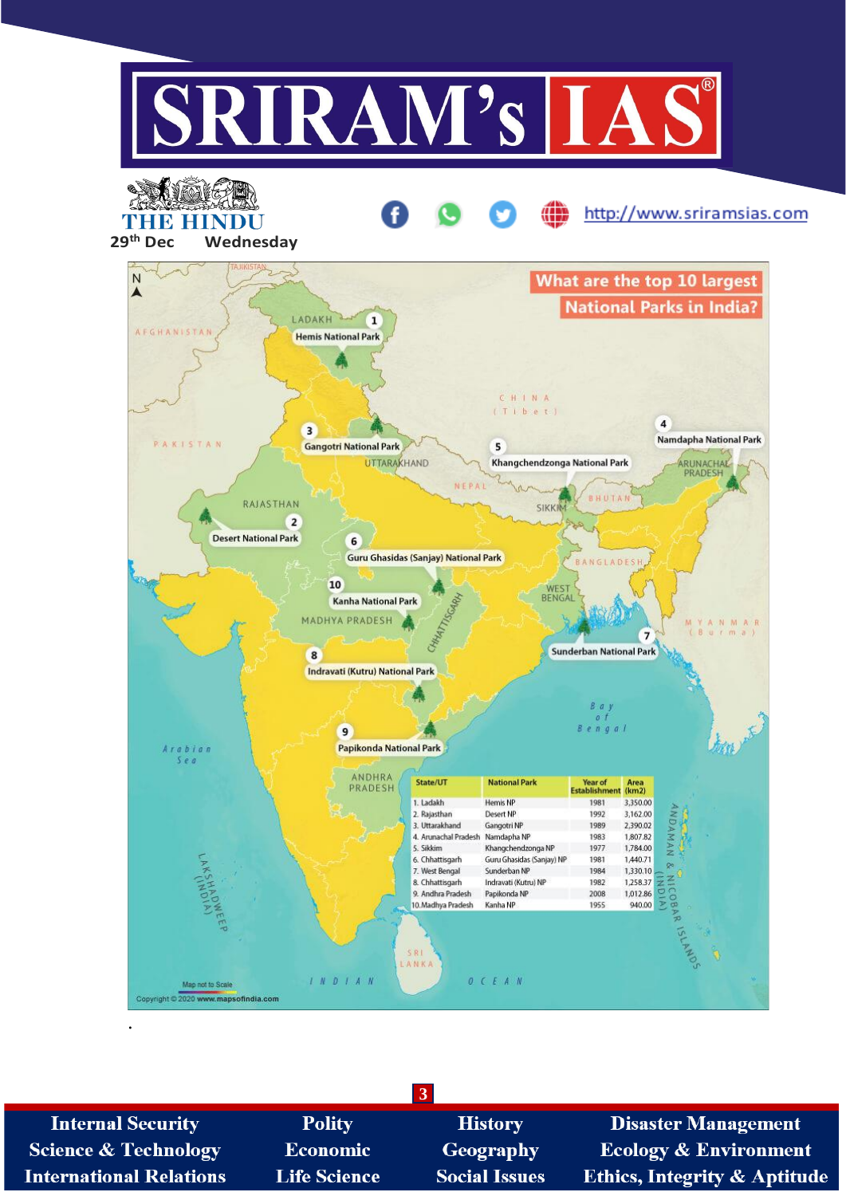## What are the top 10 largest National Parks in India?

| State/UT | National Park | Year of Establishment | Area (km2) |
|---|---|---|---|
| 1. Ladakh | Hemis NP | 1981 | 3,350.00 |
| 2. Rajasthan | Desert NP | 1992 | 3,162.00 |
| 3. Uttarakhand | Gangotri NP | 1989 | 2,390.02 |
| 4. Arunachal Pradesh | Namdapha NP | 1983 | 1,807.82 |
| 5. Sikkim | Khangchendzonga NP | 1977 | 1,784.00 |
| 6. Chhattisgarh | Guru Ghasidas (Sanjay) NP | 1981 | 1,440.71 |
| 7. West Bengal | Sunderban NP | 1984 | 1,330.10 |
| 8. Chhattisgarh | Indravati (Kutru) NP | 1982 | 1,258.37 |
| 9. Andhra Pradesh | Papikonda NP | 2008 | 1,012.86 |
| 10. Madhya Pradesh | Kanha NP | 1955 | 940.00 |

Map not to Scale

Copyright © 2020 www.mapsofindia.com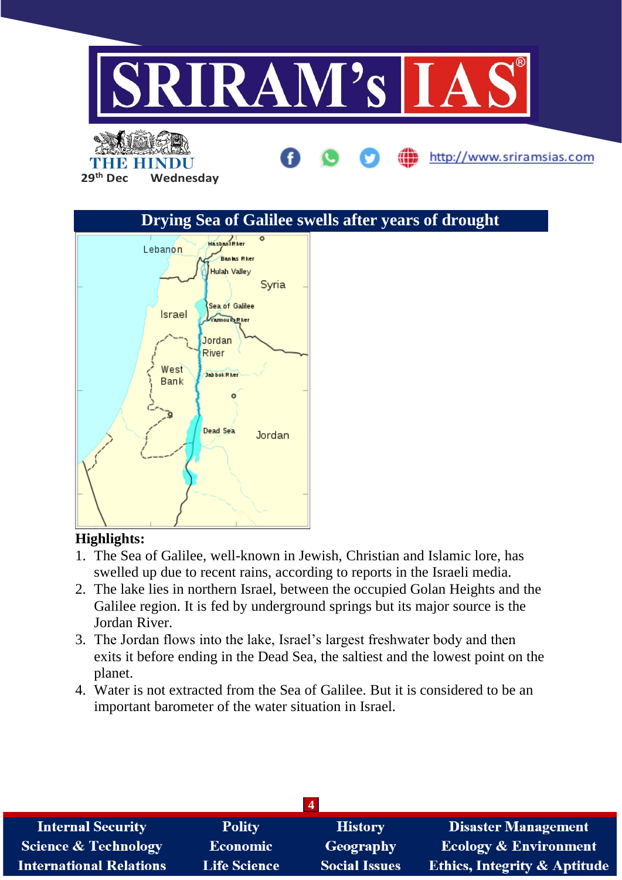# Drying Sea of Galilee swells after years of drought

Lebanon
Hasbani River
Banias River
Hulah Valley
Syria
Sea of Galilee
Israel
Yarmouk River
Jordan River
West Bank
Jabbok River
Dead Sea
Jordan

**Highlights:**

1. The Sea of Galilee, well-known in Jewish, Christian and Islamic lore, has swelled up due to recent rains, according to reports in the Israeli media.
2. The lake lies in northern Israel, between the occupied Golan Heights and the Galilee region. It is fed by underground springs but its major source is the Jordan River.
3. The Jordan flows into the lake, Israel's largest freshwater body and then exits it before ending in the Dead Sea, the saltiest and the lowest point on the planet.
4. Water is not extracted from the Sea of Galilee. But it is considered to be an important barometer of the water situation in Israel.